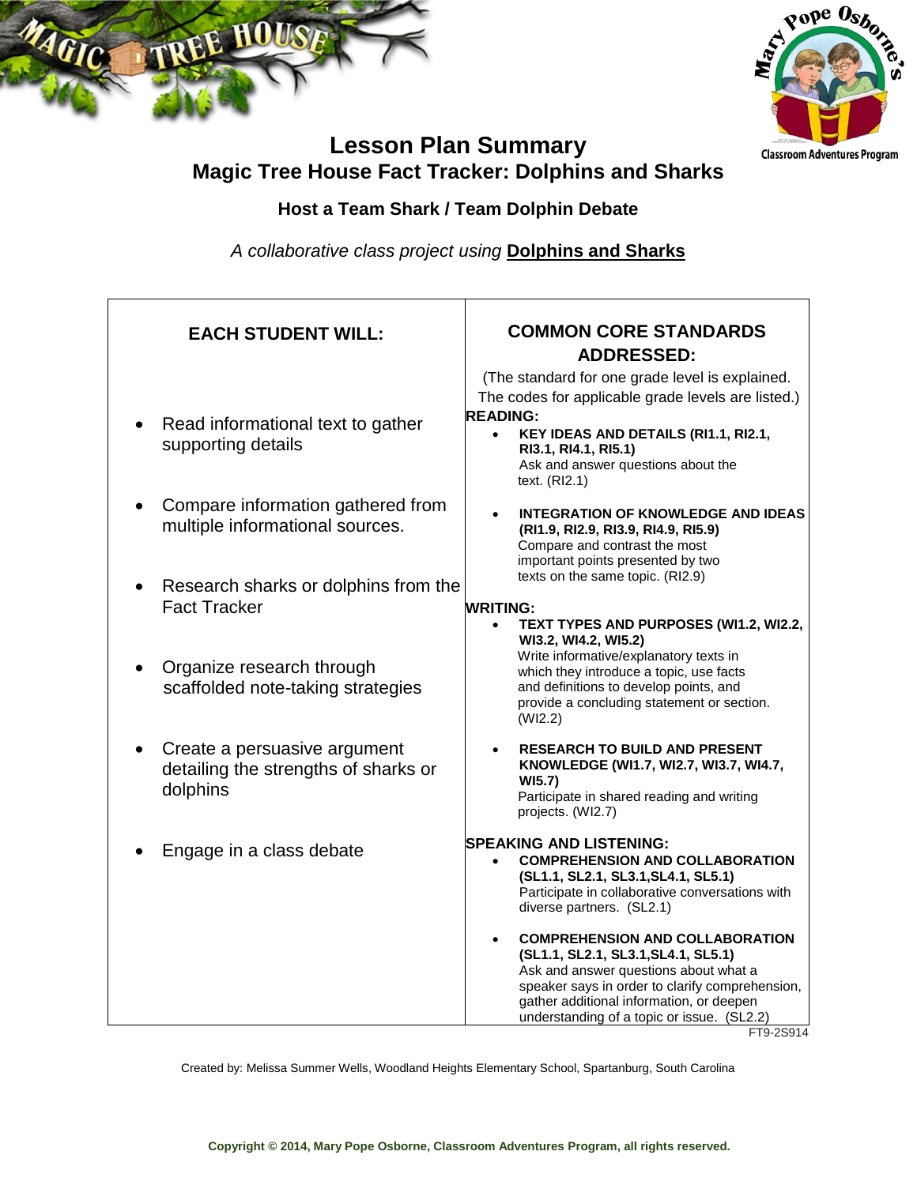# Lesson Plan Summary

## Magic Tree House Fact Tracker: Dolphins and Sharks

### Host a Team Shark / Team Dolphin Debate

*A collaborative class project using* **Dolphins and Sharks**

| EACH STUDENT WILL: | COMMON CORE STANDARDS ADDRESSED: |
|---|---|
| • Read informational text to gather supporting details<br><br>• Compare information gathered from multiple informational sources.<br><br>• Research sharks or dolphins from the Fact Tracker<br><br>• Organize research through scaffolded note-taking strategies<br><br>• Create a persuasive argument detailing the strengths of sharks or dolphins<br><br>• Engage in a class debate | (The standard for one grade level is explained. The codes for applicable grade levels are listed.)<br><br>**READING:**<br>• **KEY IDEAS AND DETAILS (RI1.1, RI2.1, RI3.1, RI4.1, RI5.1)** Ask and answer questions about the text. (RI2.1)<br>• **INTEGRATION OF KNOWLEDGE AND IDEAS (RI1.9, RI2.9, RI3.9, RI4.9, RI5.9)** Compare and contrast the most important points presented by two texts on the same topic. (RI2.9)<br><br>**WRITING:**<br>• **TEXT TYPES AND PURPOSES (WI1.2, WI2.2, WI3.2, WI4.2, WI5.2)** Write informative/explanatory texts in which they introduce a topic, use facts and definitions to develop points, and provide a concluding statement or section. (WI2.2)<br>• **RESEARCH TO BUILD AND PRESENT KNOWLEDGE (WI1.7, WI2.7, WI3.7, WI4.7, WI5.7)** Participate in shared reading and writing projects. (WI2.7)<br><br>**SPEAKING AND LISTENING:**<br>• **COMPREHENSION AND COLLABORATION (SL1.1, SL2.1, SL3.1,SL4.1, SL5.1)** Participate in collaborative conversations with diverse partners. (SL2.1)<br>• **COMPREHENSION AND COLLABORATION (SL1.1, SL2.1, SL3.1,SL4.1, SL5.1)** Ask and answer questions about what a speaker says in order to clarify comprehension, gather additional information, or deepen understanding of a topic or issue. (SL2.2) |

FT9-2S914

Created by: Melissa Summer Wells, Woodland Heights Elementary School, Spartanburg, South Carolina

Copyright © 2014, Mary Pope Osborne, Classroom Adventures Program, all rights reserved.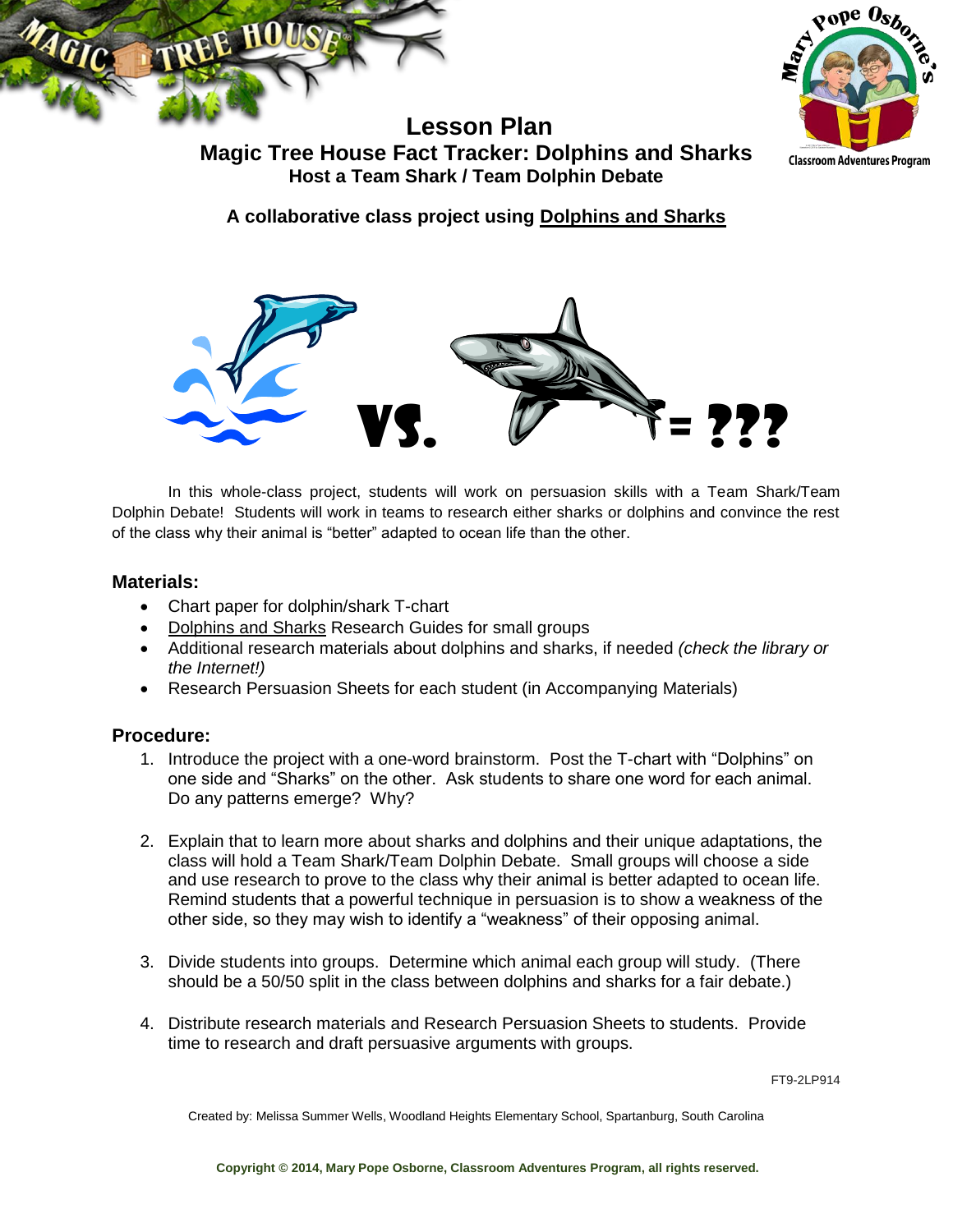# Lesson Plan

## Magic Tree House Fact Tracker: Dolphins and Sharks

### Host a Team Shark / Team Dolphin Debate

**A collaborative class project using Dolphins and Sharks**

In this whole-class project, students will work on persuasion skills with a Team Shark/Team Dolphin Debate! Students will work in teams to research either sharks or dolphins and convince the rest of the class why their animal is "better" adapted to ocean life than the other.

### Materials:

- Chart paper for dolphin/shark T-chart
- Dolphins and Sharks Research Guides for small groups
- Additional research materials about dolphins and sharks, if needed *(check the library or the Internet!)*
- Research Persuasion Sheets for each student (in Accompanying Materials)

### Procedure:

1. Introduce the project with a one-word brainstorm. Post the T-chart with "Dolphins" on one side and "Sharks" on the other. Ask students to share one word for each animal. Do any patterns emerge? Why?

2. Explain that to learn more about sharks and dolphins and their unique adaptations, the class will hold a Team Shark/Team Dolphin Debate. Small groups will choose a side and use research to prove to the class why their animal is better adapted to ocean life. Remind students that a powerful technique in persuasion is to show a weakness of the other side, so they may wish to identify a "weakness" of their opposing animal.

3. Divide students into groups. Determine which animal each group will study. (There should be a 50/50 split in the class between dolphins and sharks for a fair debate.)

4. Distribute research materials and Research Persuasion Sheets to students. Provide time to research and draft persuasive arguments with groups.

FT9-2LP914

Created by: Melissa Summer Wells, Woodland Heights Elementary School, Spartanburg, South Carolina

**Copyright © 2014, Mary Pope Osborne, Classroom Adventures Program, all rights reserved.**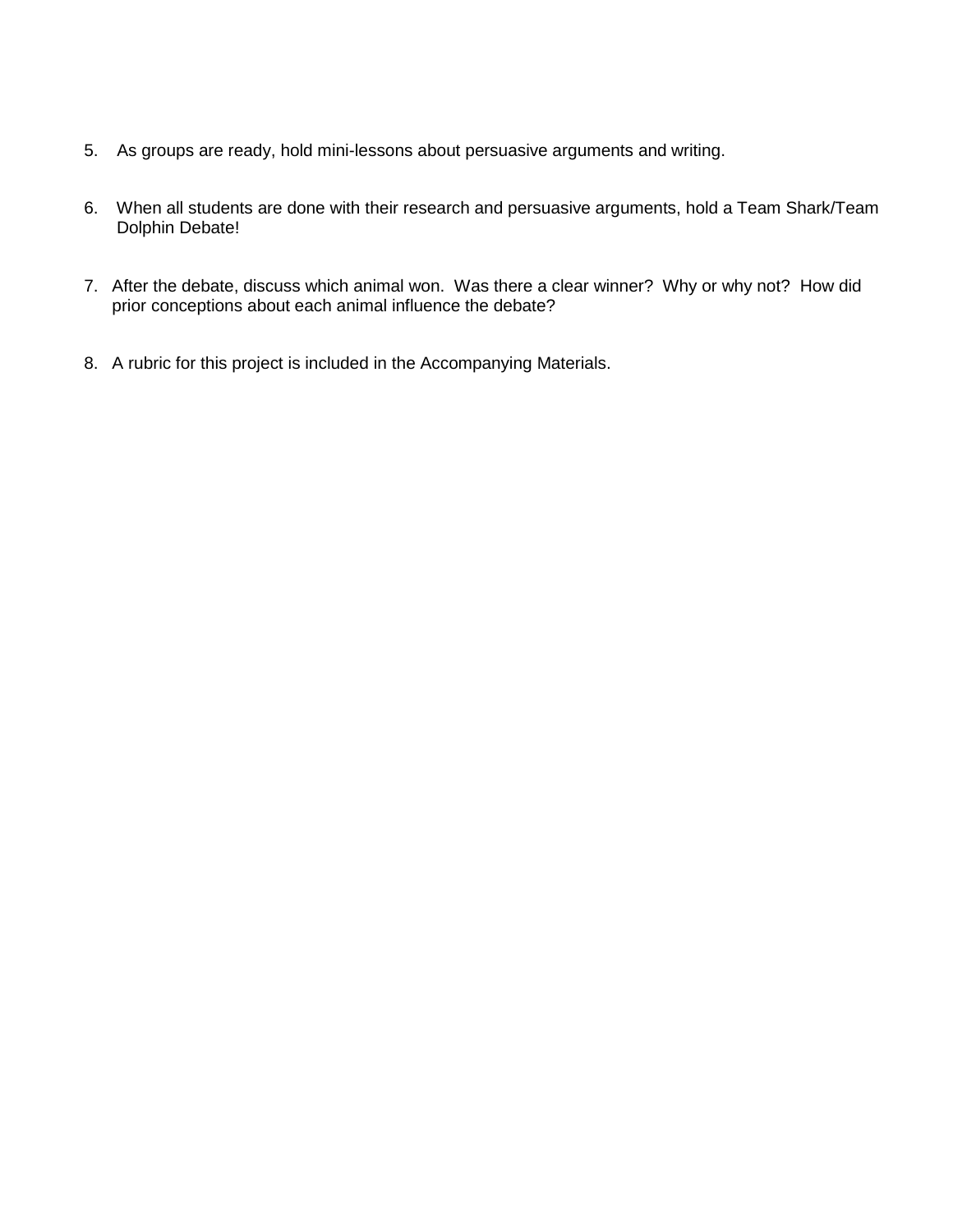5. As groups are ready, hold mini-lessons about persuasive arguments and writing.

6. When all students are done with their research and persuasive arguments, hold a Team Shark/Team Dolphin Debate!

7. After the debate, discuss which animal won. Was there a clear winner? Why or why not? How did prior conceptions about each animal influence the debate?

8. A rubric for this project is included in the Accompanying Materials.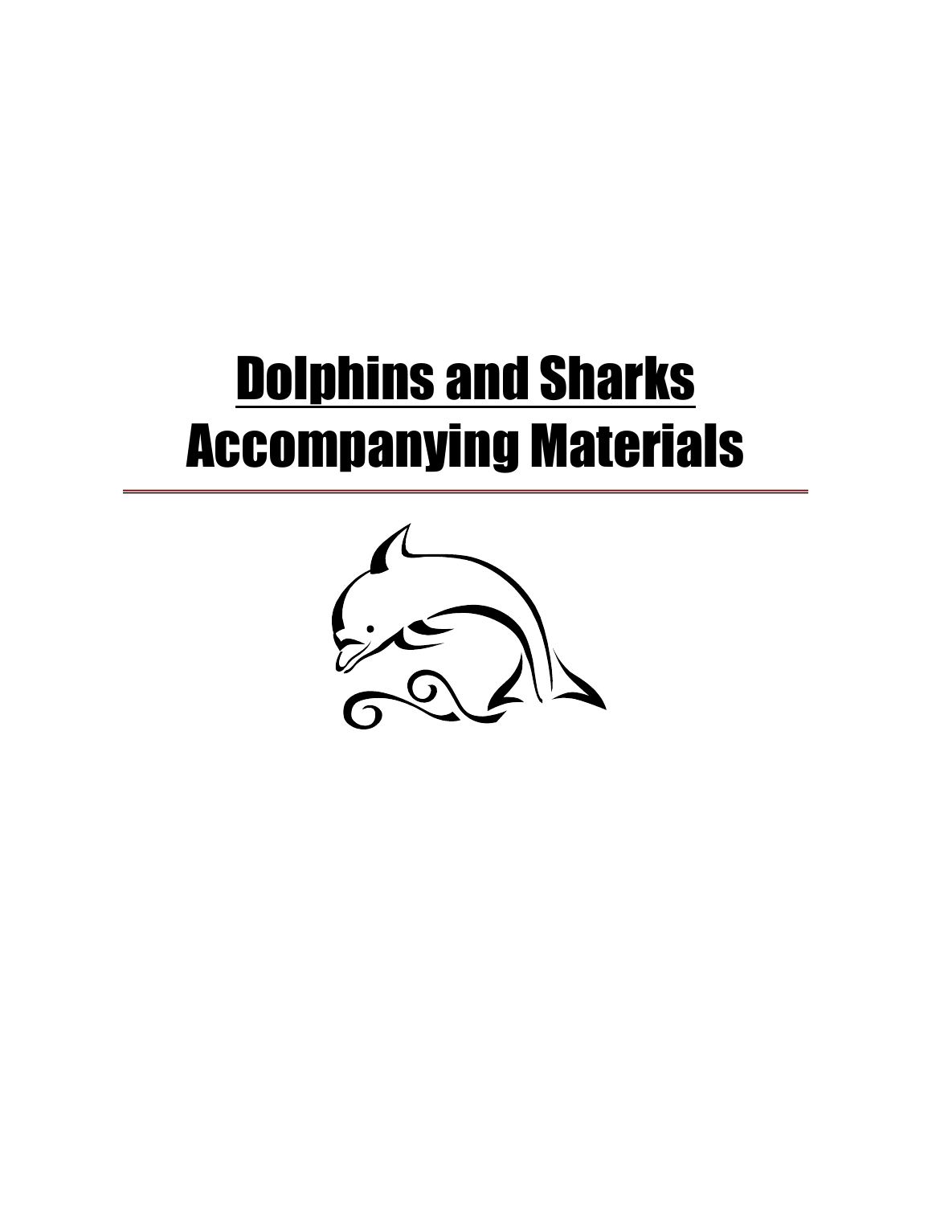# Dolphins and Sharks Accompanying Materials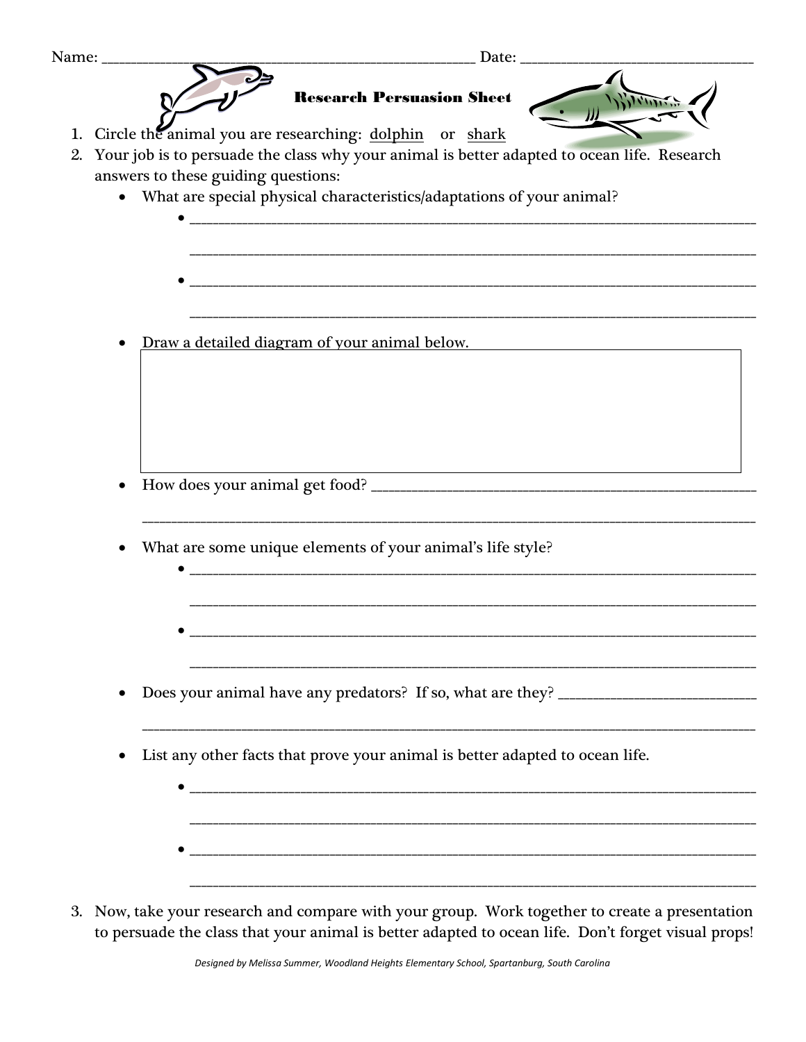Name: ______________________________________________ Date: ____________________________

## Research Persuasion Sheet

1. Circle the animal you are researching: dolphin or shark
2. Your job is to persuade the class why your animal is better adapted to ocean life. Research answers to these guiding questions:
   - What are special physical characteristics/adaptations of your animal?
     - ______________________________________________________________________
       ______________________________________________________________________
     - ______________________________________________________________________
       ______________________________________________________________________
   - Draw a detailed diagram of your animal below.
   - How does your animal get food? ________________________________________________
     ______________________________________________________________________
   - What are some unique elements of your animal's life style?
     - ______________________________________________________________________
       ______________________________________________________________________
     - ______________________________________________________________________
       ______________________________________________________________________
   - Does your animal have any predators? If so, what are they? ______________________
     ______________________________________________________________________
   - List any other facts that prove your animal is better adapted to ocean life.
     - ______________________________________________________________________
       ______________________________________________________________________
     - ______________________________________________________________________
       ______________________________________________________________________
3. Now, take your research and compare with your group. Work together to create a presentation to persuade the class that your animal is better adapted to ocean life. Don't forget visual props!

*Designed by Melissa Summer, Woodland Heights Elementary School, Spartanburg, South Carolina*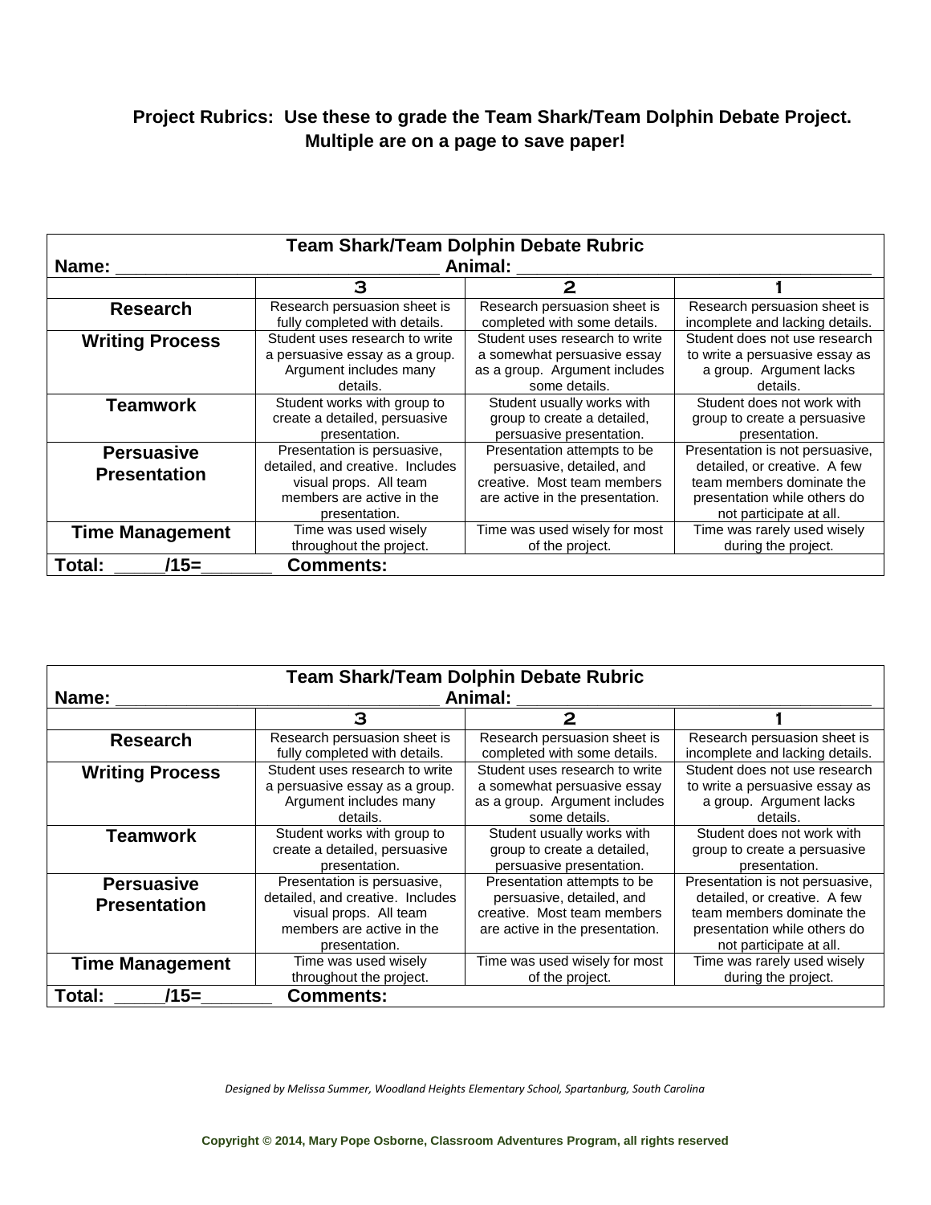**Project Rubrics: Use these to grade the Team Shark/Team Dolphin Debate Project. Multiple are on a page to save paper!**

| **Team Shark/Team Dolphin Debate Rubric**<br>**Name: ________________________________ Animal: ___________________________________** | | | |
|---|---|---|---|
| | **3** | **2** | **1** |
| **Research** | Research persuasion sheet is fully completed with details. | Research persuasion sheet is completed with some details. | Research persuasion sheet is incomplete and lacking details. |
| **Writing Process** | Student uses research to write a persuasive essay as a group. Argument includes many details. | Student uses research to write a somewhat persuasive essay as a group. Argument includes some details. | Student does not use research to write a persuasive essay as a group. Argument lacks details. |
| **Teamwork** | Student works with group to create a detailed, persuasive presentation. | Student usually works with group to create a detailed, persuasive presentation. | Student does not work with group to create a persuasive presentation. |
| **Persuasive Presentation** | Presentation is persuasive, detailed, and creative. Includes visual props. All team members are active in the presentation. | Presentation attempts to be persuasive, detailed, and creative. Most team members are active in the presentation. | Presentation is not persuasive, detailed, or creative. A few team members dominate the presentation while others do not participate at all. |
| **Time Management** | Time was used wisely throughout the project. | Time was used wisely for most of the project. | Time was rarely used wisely during the project. |
| **Total: _____/15=_______ Comments:** | | | |

| **Team Shark/Team Dolphin Debate Rubric**<br>**Name: ________________________________ Animal: ___________________________________** | | | |
|---|---|---|---|
| | **3** | **2** | **1** |
| **Research** | Research persuasion sheet is fully completed with details. | Research persuasion sheet is completed with some details. | Research persuasion sheet is incomplete and lacking details. |
| **Writing Process** | Student uses research to write a persuasive essay as a group. Argument includes many details. | Student uses research to write a somewhat persuasive essay as a group. Argument includes some details. | Student does not use research to write a persuasive essay as a group. Argument lacks details. |
| **Teamwork** | Student works with group to create a detailed, persuasive presentation. | Student usually works with group to create a detailed, persuasive presentation. | Student does not work with group to create a persuasive presentation. |
| **Persuasive Presentation** | Presentation is persuasive, detailed, and creative. Includes visual props. All team members are active in the presentation. | Presentation attempts to be persuasive, detailed, and creative. Most team members are active in the presentation. | Presentation is not persuasive, detailed, or creative. A few team members dominate the presentation while others do not participate at all. |
| **Time Management** | Time was used wisely throughout the project. | Time was used wisely for most of the project. | Time was rarely used wisely during the project. |
| **Total: _____/15=_______ Comments:** | | | |

*Designed by Melissa Summer, Woodland Heights Elementary School, Spartanburg, South Carolina*

**Copyright © 2014, Mary Pope Osborne, Classroom Adventures Program, all rights reserved**